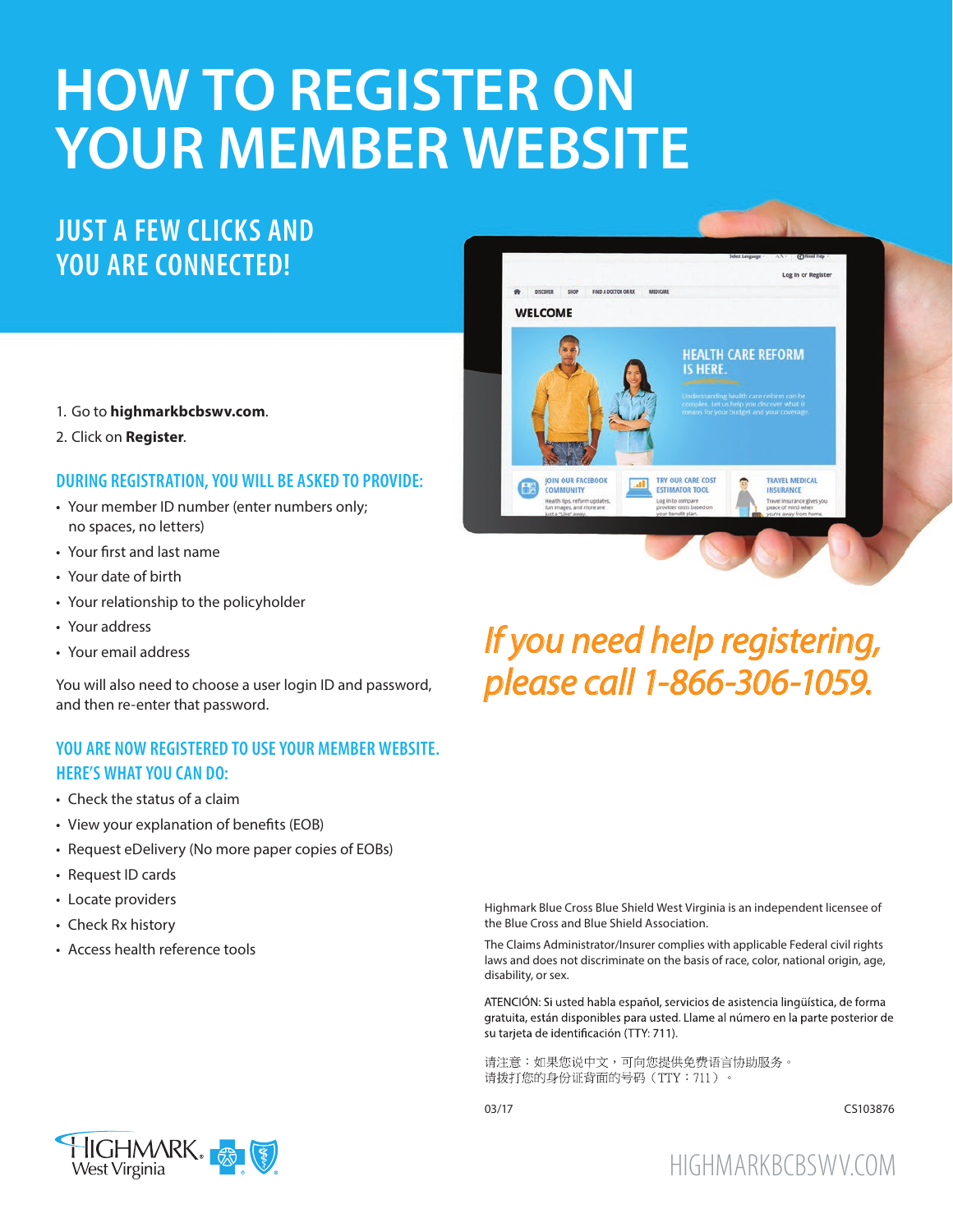# HOW TO REGISTER ON YOUR MEMBER WEBSITE

## JUST A FEW CLICKS AND YOU ARE CONNECTED!

1. Go to **highmarkbcbswv.com**.
2. Click on **Register**.

### DURING REGISTRATION, YOU WILL BE ASKED TO PROVIDE:

- Your member ID number (enter numbers only; no spaces, no letters)
- Your first and last name
- Your date of birth
- Your relationship to the policyholder
- Your address
- Your email address

You will also need to choose a user login ID and password, and then re-enter that password.

### YOU ARE NOW REGISTERED TO USE YOUR MEMBER WEBSITE. HERE'S WHAT YOU CAN DO:

- Check the status of a claim
- View your explanation of benefits (EOB)
- Request eDelivery (No more paper copies of EOBs)
- Request ID cards
- Locate providers
- Check Rx history
- Access health reference tools

*If you need help registering, please call 1-866-306-1059.*

Highmark Blue Cross Blue Shield West Virginia is an independent licensee of the Blue Cross and Blue Shield Association.

The Claims Administrator/Insurer complies with applicable Federal civil rights laws and does not discriminate on the basis of race, color, national origin, age, disability, or sex.

ATENCIÓN: Si usted habla español, servicios de asistencia lingüística, de forma gratuita, están disponibles para usted. Llame al número en la parte posterior de su tarjeta de identificación (TTY: 711).

请注意：如果您说中文，可向您提供免费语言协助服务。
请拨打您的身份证背面的号码（TTY：711）。

03/17 CS103876

Highmark West Virginia

HIGHMARKBCBSWV.COM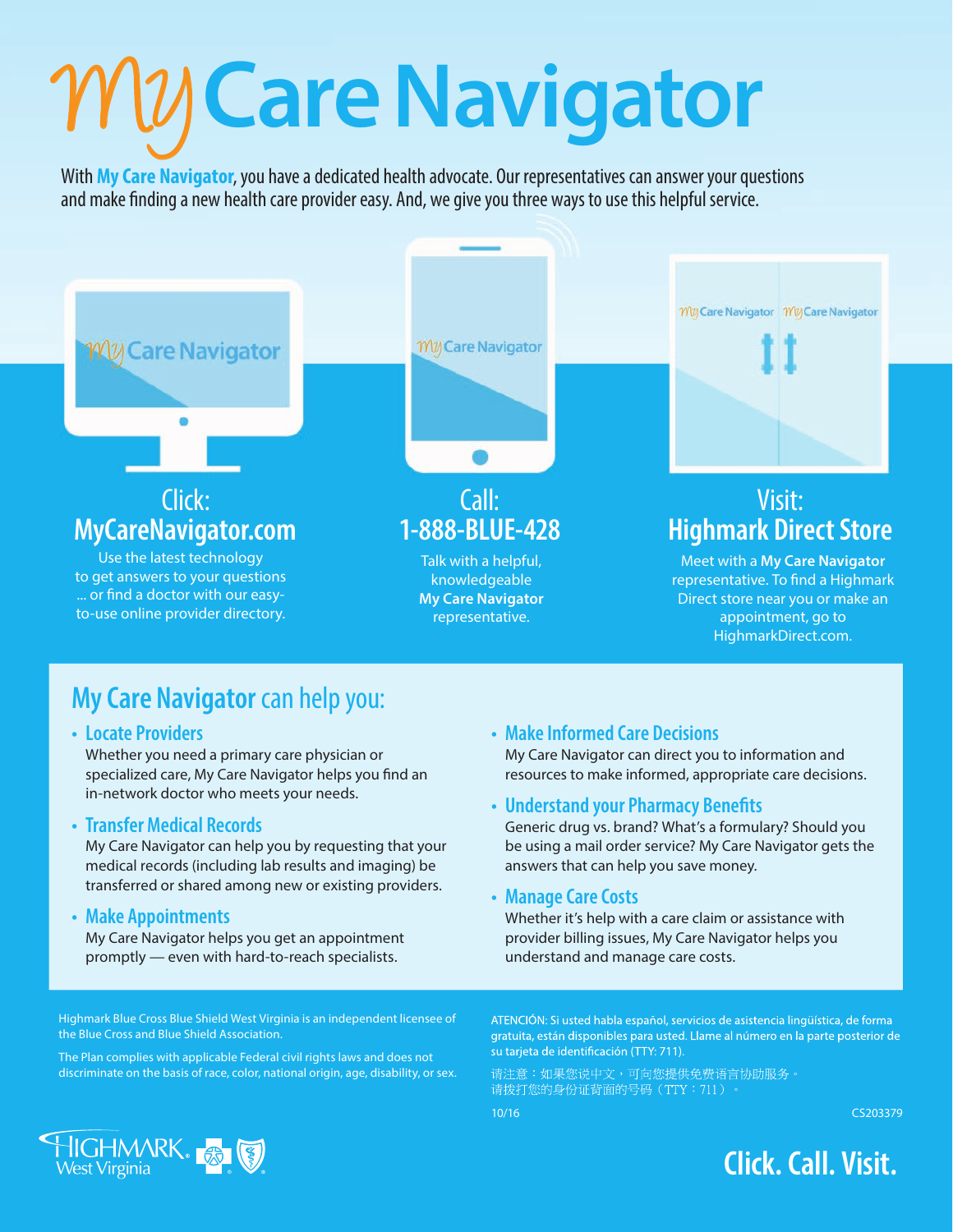# My Care Navigator

With **My Care Navigator**, you have a dedicated health advocate. Our representatives can answer your questions and make finding a new health care provider easy. And, we give you three ways to use this helpful service.

## Click: MyCareNavigator.com

Use the latest technology to get answers to your questions ... or find a doctor with our easy-to-use online provider directory.

## Call: 1-888-BLUE-428

Talk with a helpful, knowledgeable **My Care Navigator** representative.

## Visit: Highmark Direct Store

Meet with a **My Care Navigator** representative. To find a Highmark Direct store near you or make an appointment, go to HighmarkDirect.com.

## My Care Navigator can help you:

- **Locate Providers**
  Whether you need a primary care physician or specialized care, My Care Navigator helps you find an in-network doctor who meets your needs.
- **Transfer Medical Records**
  My Care Navigator can help you by requesting that your medical records (including lab results and imaging) be transferred or shared among new or existing providers.
- **Make Appointments**
  My Care Navigator helps you get an appointment promptly — even with hard-to-reach specialists.
- **Make Informed Care Decisions**
  My Care Navigator can direct you to information and resources to make informed, appropriate care decisions.
- **Understand your Pharmacy Benefits**
  Generic drug vs. brand? What's a formulary? Should you be using a mail order service? My Care Navigator gets the answers that can help you save money.
- **Manage Care Costs**
  Whether it's help with a care claim or assistance with provider billing issues, My Care Navigator helps you understand and manage care costs.

Highmark Blue Cross Blue Shield West Virginia is an independent licensee of the Blue Cross and Blue Shield Association.

The Plan complies with applicable Federal civil rights laws and does not discriminate on the basis of race, color, national origin, age, disability, or sex.

ATENCIÓN: Si usted habla español, servicios de asistencia lingüística, de forma gratuita, están disponibles para usted. Llame al número en la parte posterior de su tarjeta de identificación (TTY: 711).

请注意：如果您说中文，可向您提供免费语言协助服务。请拨打您的身份证背面的号码（TTY：711）。

10/16 CS203379

Highmark West Virginia

**Click. Call. Visit.**